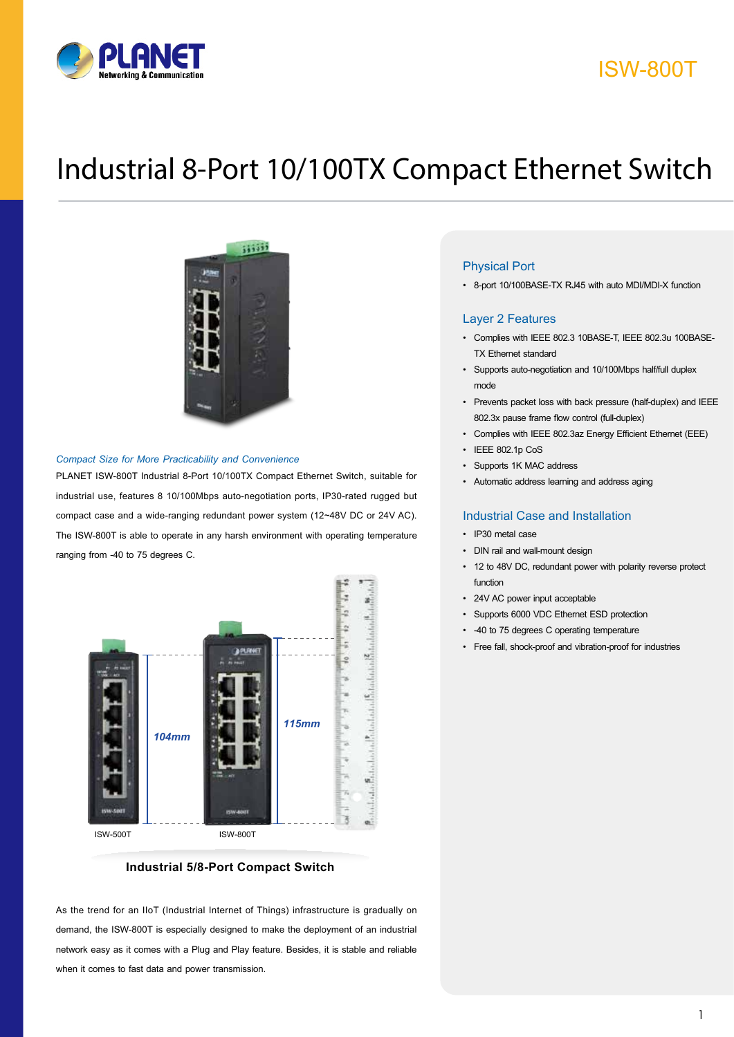ISW-800T

# Industrial 8-Port 10/100TX Compact Ethernet Switch

*Compact Size for More Practicability and Convenience*

PLANET ISW-800T Industrial 8-Port 10/100TX Compact Ethernet Switch, suitable for industrial use, features 8 10/100Mbps auto-negotiation ports, IP30-rated rugged but compact case and a wide-ranging redundant power system (12~48V DC or 24V AC). The ISW-800T is able to operate in any harsh environment with operating temperature ranging from -40 to 75 degrees C.

104mm

115mm

ISW-500T

ISW-800T

**Industrial 5/8-Port Compact Switch**

As the trend for an IIoT (Industrial Internet of Things) infrastructure is gradually on demand, the ISW-800T is especially designed to make the deployment of an industrial network easy as it comes with a Plug and Play feature. Besides, it is stable and reliable when it comes to fast data and power transmission.

## Physical Port

- 8-port 10/100BASE-TX RJ45 with auto MDI/MDI-X function

## Layer 2 Features

- Complies with IEEE 802.3 10BASE-T, IEEE 802.3u 100BASE-TX Ethernet standard
- Supports auto-negotiation and 10/100Mbps half/full duplex mode
- Prevents packet loss with back pressure (half-duplex) and IEEE 802.3x pause frame flow control (full-duplex)
- Complies with IEEE 802.3az Energy Efficient Ethernet (EEE)
- IEEE 802.1p CoS
- Supports 1K MAC address
- Automatic address learning and address aging

## Industrial Case and Installation

- IP30 metal case
- DIN rail and wall-mount design
- 12 to 48V DC, redundant power with polarity reverse protect function
- 24V AC power input acceptable
- Supports 6000 VDC Ethernet ESD protection
- -40 to 75 degrees C operating temperature
- Free fall, shock-proof and vibration-proof for industries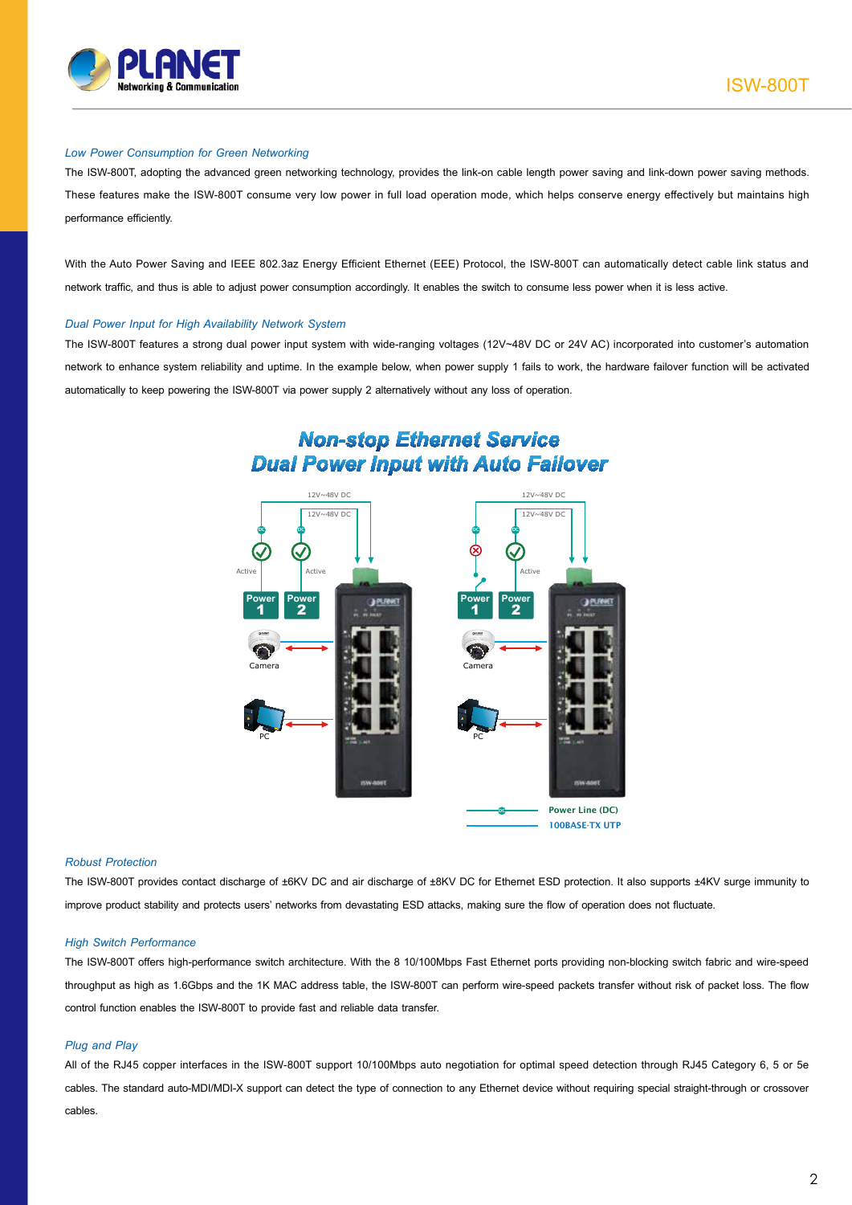## Low Power Consumption for Green Networking

The ISW-800T, adopting the advanced green networking technology, provides the link-on cable length power saving and link-down power saving methods. These features make the ISW-800T consume very low power in full load operation mode, which helps conserve energy effectively but maintains high performance efficiently.

With the Auto Power Saving and IEEE 802.3az Energy Efficient Ethernet (EEE) Protocol, the ISW-800T can automatically detect cable link status and network traffic, and thus is able to adjust power consumption accordingly. It enables the switch to consume less power when it is less active.

## Dual Power Input for High Availability Network System

The ISW-800T features a strong dual power input system with wide-ranging voltages (12V~48V DC or 24V AC) incorporated into customer's automation network to enhance system reliability and uptime. In the example below, when power supply 1 fails to work, the hardware failover function will be activated automatically to keep powering the ISW-800T via power supply 2 alternatively without any loss of operation.

**Non-stop Ethernet Service**
**Dual Power Input with Auto Failover**

12V~48V DC | 12V~48V DC | Active | Active | Power 1 | Power 2 | Camera | PC

12V~48V DC | 12V~48V DC | Active | Power 1 | Power 2 | Camera | PC

Power Line (DC)
100BASE-TX UTP

## Robust Protection

The ISW-800T provides contact discharge of ±6KV DC and air discharge of ±8KV DC for Ethernet ESD protection. It also supports ±4KV surge immunity to improve product stability and protects users' networks from devastating ESD attacks, making sure the flow of operation does not fluctuate.

## High Switch Performance

The ISW-800T offers high-performance switch architecture. With the 8 10/100Mbps Fast Ethernet ports providing non-blocking switch fabric and wire-speed throughput as high as 1.6Gbps and the 1K MAC address table, the ISW-800T can perform wire-speed packets transfer without risk of packet loss. The flow control function enables the ISW-800T to provide fast and reliable data transfer.

## Plug and Play

All of the RJ45 copper interfaces in the ISW-800T support 10/100Mbps auto negotiation for optimal speed detection through RJ45 Category 6, 5 or 5e cables. The standard auto-MDI/MDI-X support can detect the type of connection to any Ethernet device without requiring special straight-through or crossover cables.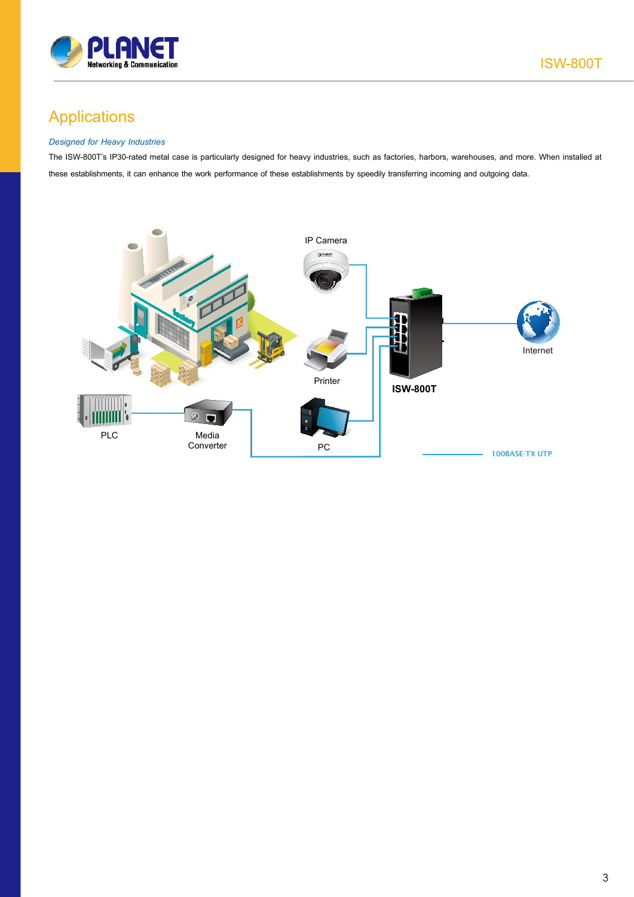## Applications

*Designed for Heavy Industries*

The ISW-800T's IP30-rated metal case is particularly designed for heavy industries, such as factories, harbors, warehouses, and more. When installed at these establishments, it can enhance the work performance of these establishments by speedily transferring incoming and outgoing data.

IP Camera

Printer

ISW-800T

Internet

PLC

Media Converter

PC

100BASE-TX UTP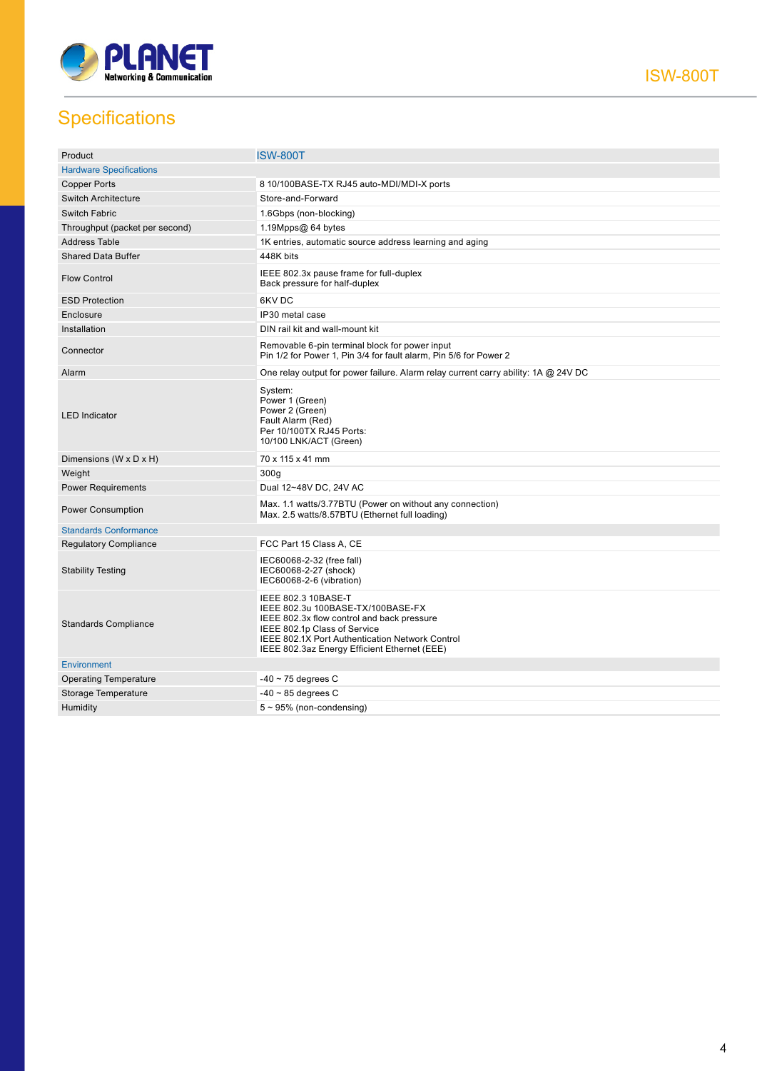# Specifications

| Product | ISW-800T |
|---|---|
| **Hardware Specifications** | |
| Copper Ports | 8 10/100BASE-TX RJ45 auto-MDI/MDI-X ports |
| Switch Architecture | Store-and-Forward |
| Switch Fabric | 1.6Gbps (non-blocking) |
| Throughput (packet per second) | 1.19Mpps@ 64 bytes |
| Address Table | 1K entries, automatic source address learning and aging |
| Shared Data Buffer | 448K bits |
| Flow Control | IEEE 802.3x pause frame for full-duplex<br>Back pressure for half-duplex |
| ESD Protection | 6KV DC |
| Enclosure | IP30 metal case |
| Installation | DIN rail kit and wall-mount kit |
| Connector | Removable 6-pin terminal block for power input<br>Pin 1/2 for Power 1, Pin 3/4 for fault alarm, Pin 5/6 for Power 2 |
| Alarm | One relay output for power failure. Alarm relay current carry ability: 1A @ 24V DC |
| LED Indicator | System:<br>Power 1 (Green)<br>Power 2 (Green)<br>Fault Alarm (Red)<br>Per 10/100TX RJ45 Ports:<br>10/100 LNK/ACT (Green) |
| Dimensions (W x D x H) | 70 x 115 x 41 mm |
| Weight | 300g |
| Power Requirements | Dual 12~48V DC, 24V AC |
| Power Consumption | Max. 1.1 watts/3.77BTU (Power on without any connection)<br>Max. 2.5 watts/8.57BTU (Ethernet full loading) |
| **Standards Conformance** | |
| Regulatory Compliance | FCC Part 15 Class A, CE |
| Stability Testing | IEC60068-2-32 (free fall)<br>IEC60068-2-27 (shock)<br>IEC60068-2-6 (vibration) |
| Standards Compliance | IEEE 802.3 10BASE-T<br>IEEE 802.3u 100BASE-TX/100BASE-FX<br>IEEE 802.3x flow control and back pressure<br>IEEE 802.1p Class of Service<br>IEEE 802.1X Port Authentication Network Control<br>IEEE 802.3az Energy Efficient Ethernet (EEE) |
| **Environment** | |
| Operating Temperature | -40 ~ 75 degrees C |
| Storage Temperature | -40 ~ 85 degrees C |
| Humidity | 5 ~ 95% (non-condensing) |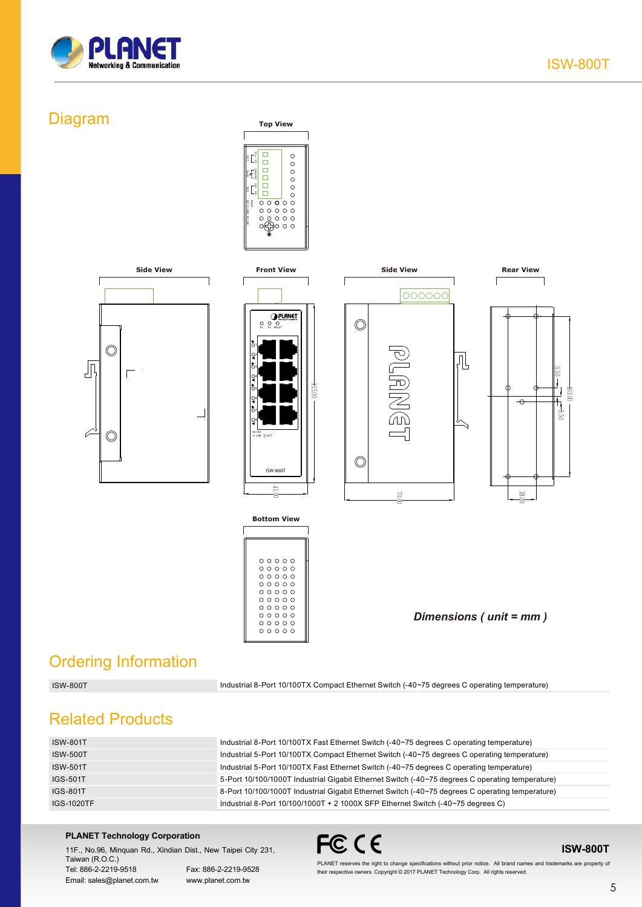## Diagram

Top View

Side View

Front View

Side View

Rear View

115.00

41.00

70.00

5.50

103.00

3.50

18.00

Bottom View

***Dimensions ( unit = mm )***

## Ordering Information

| | |
|---|---|
| ISW-800T | Industrial 8-Port 10/100TX Compact Ethernet Switch (-40~75 degrees C operating temperature) |

## Related Products

| | |
|---|---|
| ISW-801T | Industrial 8-Port 10/100TX Fast Ethernet Switch (-40~75 degrees C operating temperature) |
| ISW-500T | Industrial 5-Port 10/100TX Compact Ethernet Switch (-40~75 degrees C operating temperature) |
| ISW-501T | Industrial 5-Port 10/100TX Fast Ethernet Switch (-40~75 degrees C operating temperature) |
| IGS-501T | 5-Port 10/100/1000T Industrial Gigabit Ethernet Switch (-40~75 degrees C operating temperature) |
| IGS-801T | 8-Port 10/100/1000T Industrial Gigabit Ethernet Switch (-40~75 degrees C operating temperature) |
| IGS-1020TF | Industrial 8-Port 10/100/1000T + 2 1000X SFP Ethernet Switch (-40~75 degrees C) |

**PLANET Technology Corporation**

11F., No.96, Minquan Rd., Xindian Dist., New Taipei City 231, Taiwan (R.O.C.)

Tel: 886-2-2219-9518    Fax: 886-2-2219-9528

Email: sales@planet.com.tw    www.planet.com.tw

**ISW-800T**

PLANET reserves the right to change specifications without prior notice. All brand names and trademarks are property of their respective owners. Copyright © 2017 PLANET Technology Corp. All rights reserved.